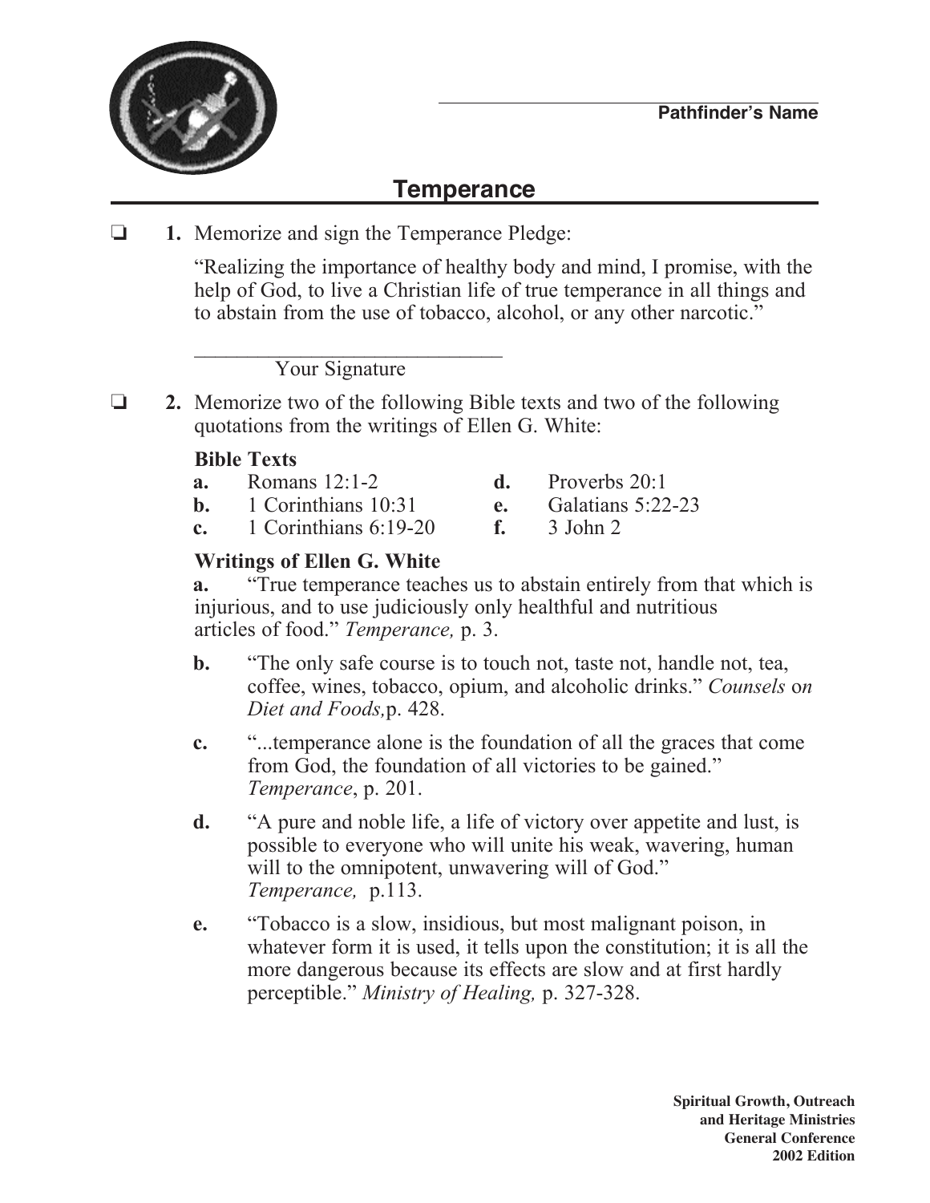Pathfinder's Name

# Temperance

❏ **1.** Memorize and sign the Temperance Pledge:

"Realizing the importance of healthy body and mind, I promise, with the help of God, to live a Christian life of true temperance in all things and to abstain from the use of tobacco, alcohol, or any other narcotic."

______________________________
Your Signature

❏ **2.** Memorize two of the following Bible texts and two of the following quotations from the writings of Ellen G. White:

**Bible Texts**

- **a.** Romans 12:1-2
- **b.** 1 Corinthians 10:31
- **c.** 1 Corinthians 6:19-20
- **d.** Proverbs 20:1
- **e.** Galatians 5:22-23
- **f.** 3 John 2

**Writings of Ellen G. White**

**a.** "True temperance teaches us to abstain entirely from that which is injurious, and to use judiciously only healthful and nutritious articles of food." *Temperance,* p. 3.

**b.** "The only safe course is to touch not, taste not, handle not, tea, coffee, wines, tobacco, opium, and alcoholic drinks." *Counsels on Diet and Foods,*p. 428.

**c.** "...temperance alone is the foundation of all the graces that come from God, the foundation of all victories to be gained." *Temperance*, p. 201.

**d.** "A pure and noble life, a life of victory over appetite and lust, is possible to everyone who will unite his weak, wavering, human will to the omnipotent, unwavering will of God." *Temperance,* p.113.

**e.** "Tobacco is a slow, insidious, but most malignant poison, in whatever form it is used, it tells upon the constitution; it is all the more dangerous because its effects are slow and at first hardly perceptible." *Ministry of Healing,* p. 327-328.

**Spiritual Growth, Outreach and Heritage Ministries**
**General Conference**
**2002 Edition**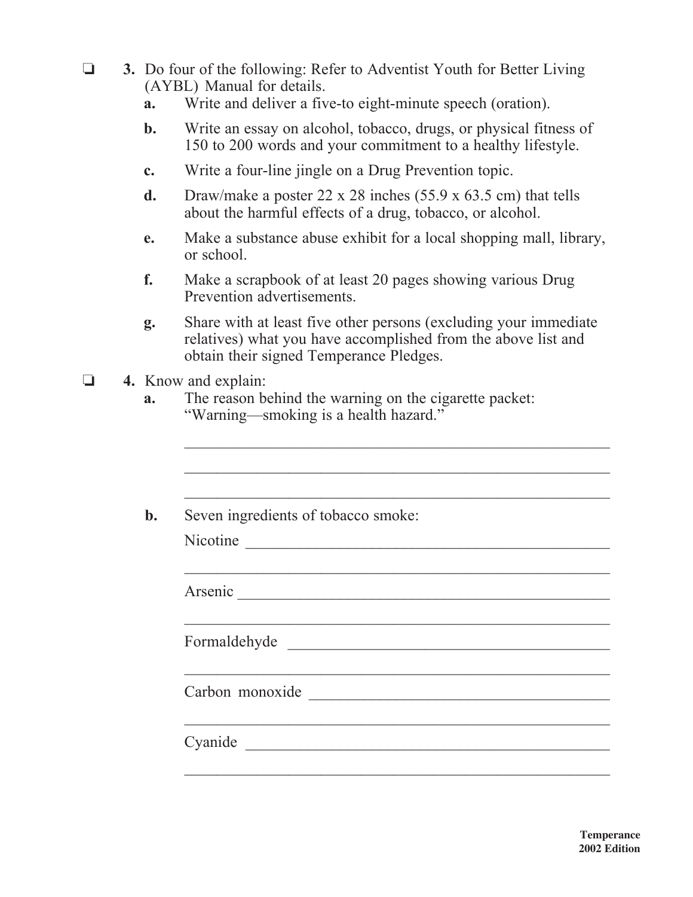- [ ] **3.** Do four of the following: Refer to Adventist Youth for Better Living (AYBL) Manual for details.
   - **a.** Write and deliver a five-to eight-minute speech (oration).
   - **b.** Write an essay on alcohol, tobacco, drugs, or physical fitness of 150 to 200 words and your commitment to a healthy lifestyle.
   - **c.** Write a four-line jingle on a Drug Prevention topic.
   - **d.** Draw/make a poster 22 x 28 inches (55.9 x 63.5 cm) that tells about the harmful effects of a drug, tobacco, or alcohol.
   - **e.** Make a substance abuse exhibit for a local shopping mall, library, or school.
   - **f.** Make a scrapbook of at least 20 pages showing various Drug Prevention advertisements.
   - **g.** Share with at least five other persons (excluding your immediate relatives) what you have accomplished from the above list and obtain their signed Temperance Pledges.

- [ ] **4.** Know and explain:
   - **a.** The reason behind the warning on the cigarette packet: "Warning—smoking is a health hazard."

     ______________________________________________________

     ______________________________________________________

     ______________________________________________________

   - **b.** Seven ingredients of tobacco smoke:

     Nicotine ______________________________________________

     ______________________________________________________

     Arsenic ______________________________________________

     ______________________________________________________

     Formaldehyde __________________________________________

     ______________________________________________________

     Carbon monoxide ________________________________________

     ______________________________________________________

     Cyanide ______________________________________________

     ______________________________________________________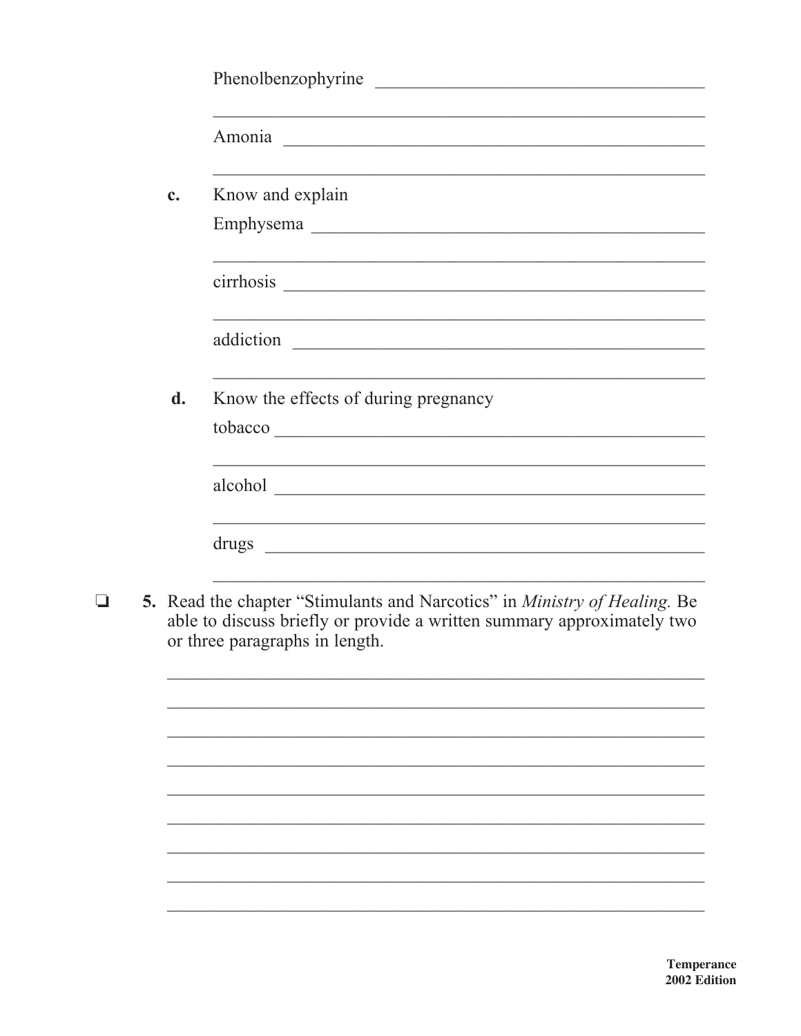Phenolbenzophyrine ____________________________________

______________________________________________________

Amonia ________________________________________________

______________________________________________________

**c.** Know and explain

Emphysema _____________________________________________

______________________________________________________

cirrhosis ______________________________________________

______________________________________________________

addiction ______________________________________________

______________________________________________________

**d.** Know the effects of during pregnancy

tobacco ________________________________________________

______________________________________________________

alcohol ________________________________________________

______________________________________________________

drugs _________________________________________________

______________________________________________________

❏ **5.** Read the chapter "Stimulants and Narcotics" in *Ministry of Healing.* Be able to discuss briefly or provide a written summary approximately two or three paragraphs in length.

______________________________________________________

______________________________________________________

______________________________________________________

______________________________________________________

______________________________________________________

______________________________________________________

______________________________________________________

______________________________________________________

______________________________________________________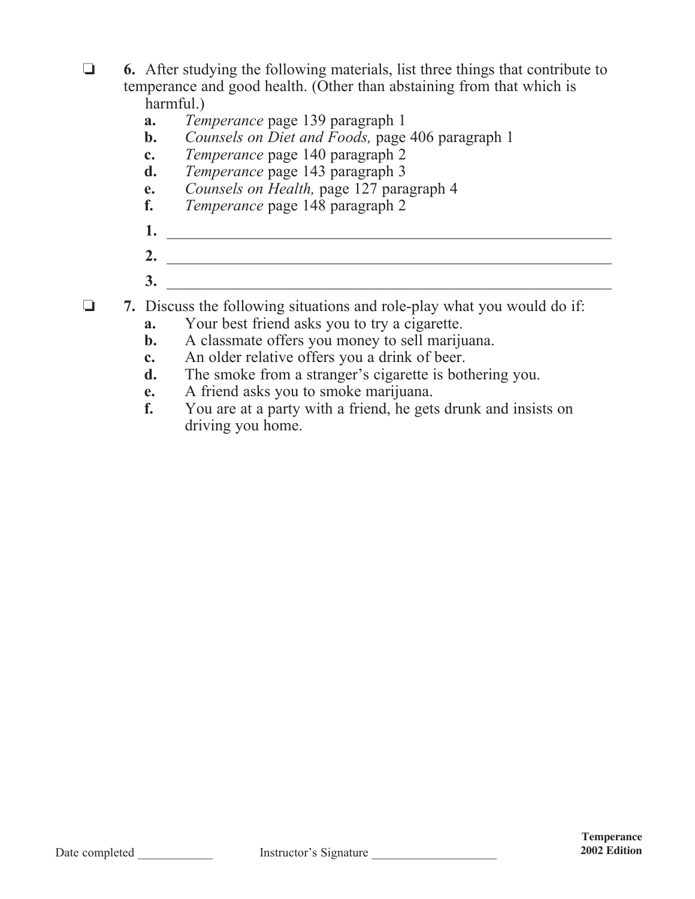❏ **6.** After studying the following materials, list three things that contribute to temperance and good health. (Other than abstaining from that which is harmful.)

- **a.** *Temperance* page 139 paragraph 1
- **b.** *Counsels on Diet and Foods,* page 406 paragraph 1
- **c.** *Temperance* page 140 paragraph 2
- **d.** *Temperance* page 143 paragraph 3
- **e.** *Counsels on Health,* page 127 paragraph 4
- **f.** *Temperance* page 148 paragraph 2

**1.** ____________________________________________________________

**2.** ____________________________________________________________

**3.** ____________________________________________________________

❏ **7.** Discuss the following situations and role-play what you would do if:

- **a.** Your best friend asks you to try a cigarette.
- **b.** A classmate offers you money to sell marijuana.
- **c.** An older relative offers you a drink of beer.
- **d.** The smoke from a stranger's cigarette is bothering you.
- **e.** A friend asks you to smoke marijuana.
- **f.** You are at a party with a friend, he gets drunk and insists on driving you home.

Date completed ____________ Instructor's Signature ____________________